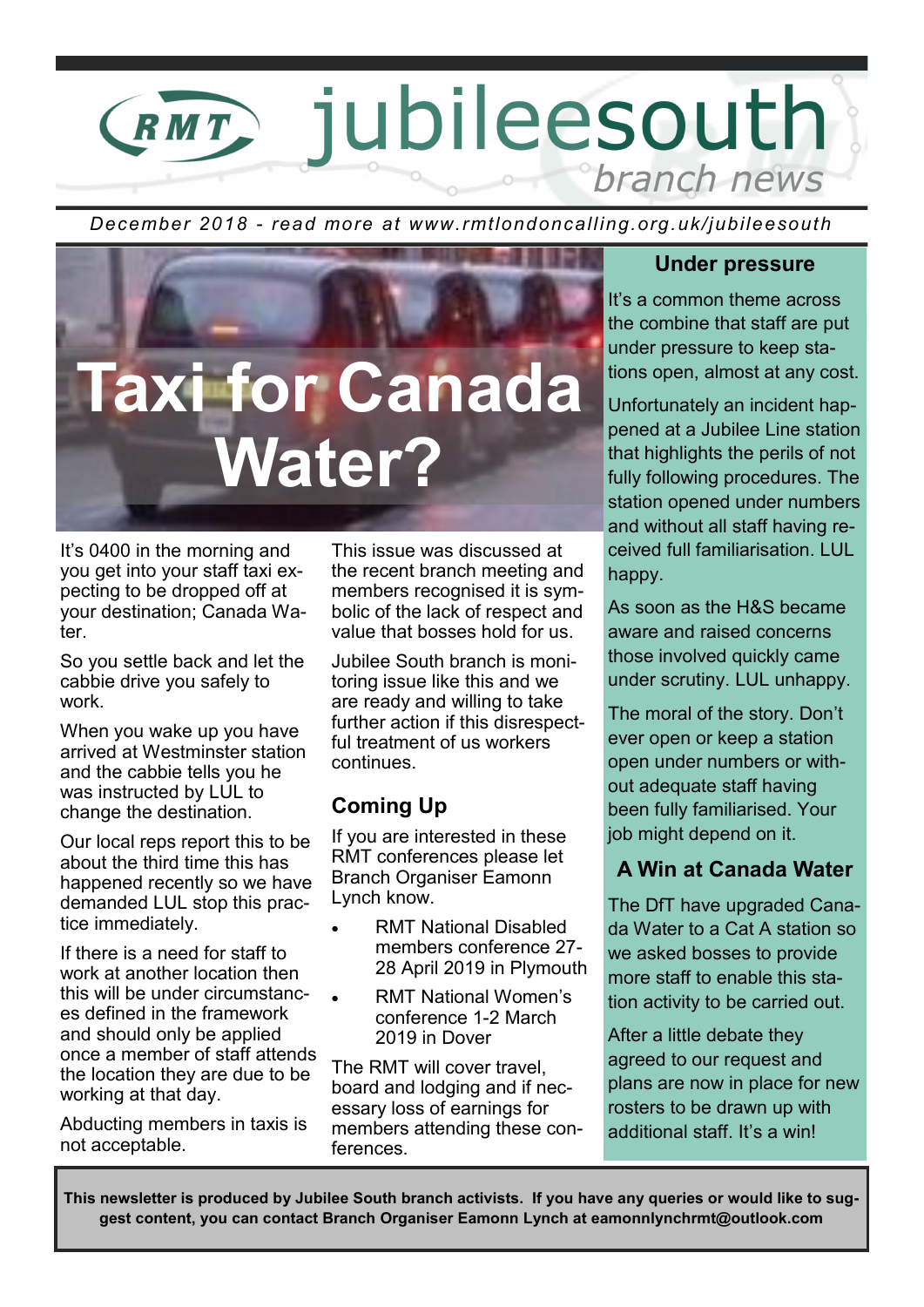# RMT jubileesouth *branch news*

*December 2018 - read more at www.rmtlondoncalling.org.uk/jubileesouth*

## Taxi for Canada Water?

It's 0400 in the morning and you get into your staff taxi expecting to be dropped off at your destination; Canada Water.

So you settle back and let the cabbie drive you safely to work.

When you wake up you have arrived at Westminster station and the cabbie tells you he was instructed by LUL to change the destination.

Our local reps report this to be about the third time this has happened recently so we have demanded LUL stop this practice immediately.

If there is a need for staff to work at another location then this will be under circumstances defined in the framework and should only be applied once a member of staff attends the location they are due to be working at that day.

Abducting members in taxis is not acceptable.

This issue was discussed at the recent branch meeting and members recognised it is symbolic of the lack of respect and value that bosses hold for us.

Jubilee South branch is monitoring issue like this and we are ready and willing to take further action if this disrespectful treatment of us workers continues.

### Coming Up

If you are interested in these RMT conferences please let Branch Organiser Eamonn Lynch know.

- RMT National Disabled members conference 27-28 April 2019 in Plymouth
- RMT National Women's conference 1-2 March 2019 in Dover

The RMT will cover travel, board and lodging and if necessary loss of earnings for members attending these conferences.

### Under pressure

It's a common theme across the combine that staff are put under pressure to keep stations open, almost at any cost.

Unfortunately an incident happened at a Jubilee Line station that highlights the perils of not fully following procedures. The station opened under numbers and without all staff having received full familiarisation. LUL happy.

As soon as the H&S became aware and raised concerns those involved quickly came under scrutiny. LUL unhappy.

The moral of the story. Don't ever open or keep a station open under numbers or without adequate staff having been fully familiarised. Your job might depend on it.

### A Win at Canada Water

The DfT have upgraded Canada Water to a Cat A station so we asked bosses to provide more staff to enable this station activity to be carried out.

After a little debate they agreed to our request and plans are now in place for new rosters to be drawn up with additional staff. It's a win!

**This newsletter is produced by Jubilee South branch activists. If you have any queries or would like to suggest content, you can contact Branch Organiser Eamonn Lynch at eamonnlynchrmt@outlook.com**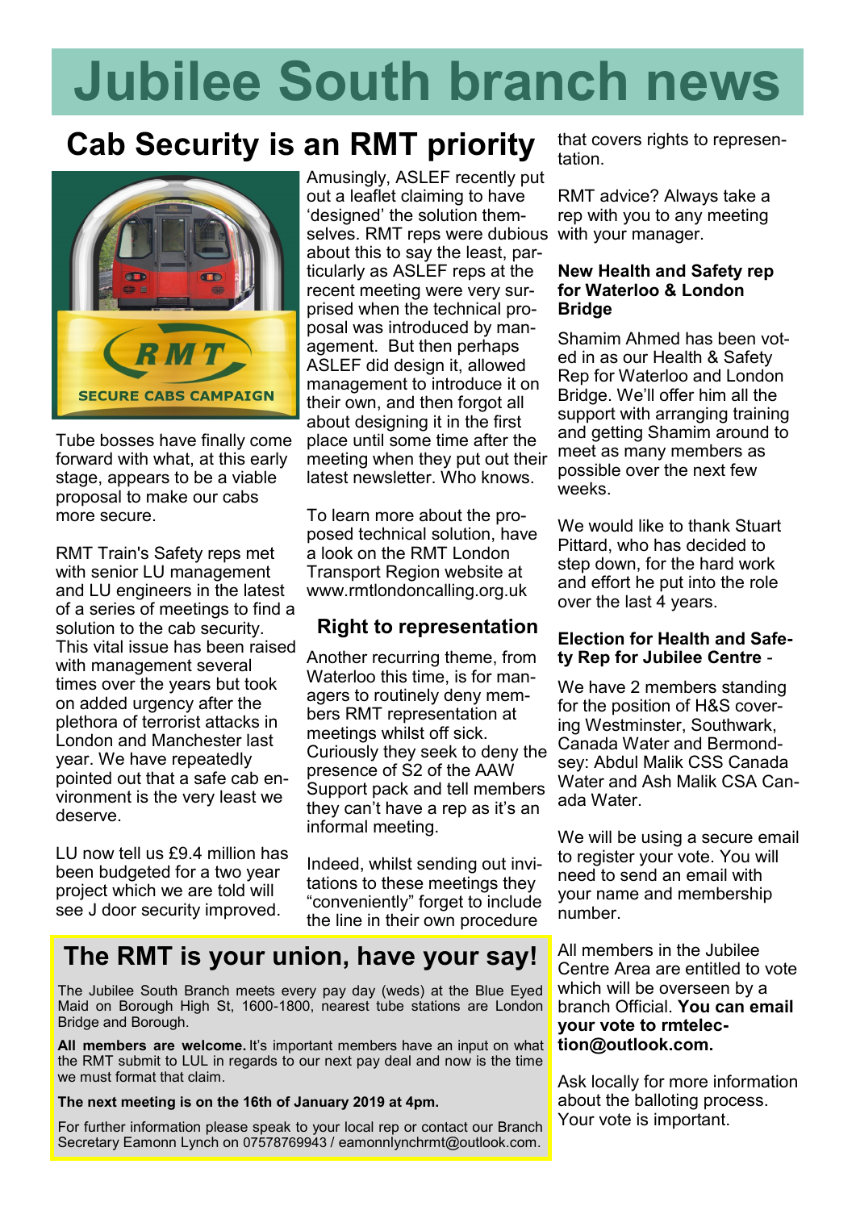# Jubilee South branch news

## Cab Security is an RMT priority

Tube bosses have finally come forward with what, at this early stage, appears to be a viable proposal to make our cabs more secure.

RMT Train's Safety reps met with senior LU management and LU engineers in the latest of a series of meetings to find a solution to the cab security. This vital issue has been raised with management several times over the years but took on added urgency after the plethora of terrorist attacks in London and Manchester last year. We have repeatedly pointed out that a safe cab environment is the very least we deserve.

LU now tell us £9.4 million has been budgeted for a two year project which we are told will see J door security improved.

Amusingly, ASLEF recently put out a leaflet claiming to have 'designed' the solution themselves. RMT reps were dubious about this to say the least, particularly as ASLEF reps at the recent meeting were very surprised when the technical proposal was introduced by management. But then perhaps ASLEF did design it, allowed management to introduce it on their own, and then forgot all about designing it in the first place until some time after the meeting when they put out their latest newsletter. Who knows.

To learn more about the proposed technical solution, have a look on the RMT London Transport Region website at www.rmtlondoncalling.org.uk

## Right to representation

Another recurring theme, from Waterloo this time, is for managers to routinely deny members RMT representation at meetings whilst off sick. Curiously they seek to deny the presence of S2 of the AAW Support pack and tell members they can't have a rep as it's an informal meeting.

Indeed, whilst sending out invitations to these meetings they "conveniently" forget to include the line in their own procedure that covers rights to representation.

RMT advice? Always take a rep with you to any meeting with your manager.

### New Health and Safety rep for Waterloo & London Bridge

Shamim Ahmed has been voted in as our Health & Safety Rep for Waterloo and London Bridge. We'll offer him all the support with arranging training and getting Shamim around to meet as many members as possible over the next few weeks.

We would like to thank Stuart Pittard, who has decided to step down, for the hard work and effort he put into the role over the last 4 years.

### Election for Health and Safety Rep for Jubilee Centre -

We have 2 members standing for the position of H&S covering Westminster, Southwark, Canada Water and Bermondsey: Abdul Malik CSS Canada Water and Ash Malik CSA Canada Water.

We will be using a secure email to register your vote. You will need to send an email with your name and membership number.

All members in the Jubilee Centre Area are entitled to vote which will be overseen by a branch Official. **You can email your vote to rmtelection@outlook.com.**

Ask locally for more information about the balloting process. Your vote is important.

## The RMT is your union, have your say!

The Jubilee South Branch meets every pay day (weds) at the Blue Eyed Maid on Borough High St, 1600-1800, nearest tube stations are London Bridge and Borough.

**All members are welcome.** It's important members have an input on what the RMT submit to LUL in regards to our next pay deal and now is the time we must format that claim.

**The next meeting is on the 16th of January 2019 at 4pm.**

For further information please speak to your local rep or contact our Branch Secretary Eamonn Lynch on 07578769943 / eamonnlynchrmt@outlook.com.